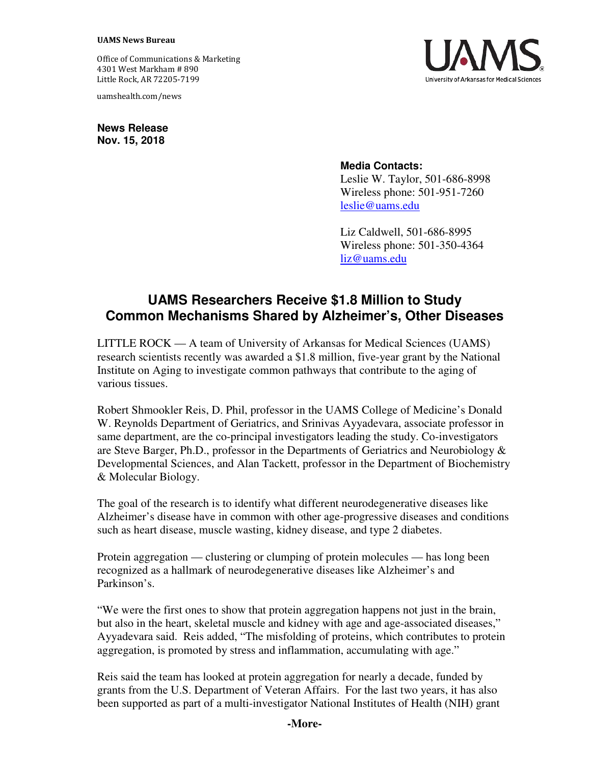**UAMS News Bureau**

Office of Communications & Marketing
4301 West Markham # 890
Little Rock, AR 72205-7199

uamshealth.com/news

**News Release**
**Nov. 15, 2018**

**Media Contacts:**
Leslie W. Taylor, 501-686-8998
Wireless phone: 501-951-7260
leslie@uams.edu

Liz Caldwell, 501-686-8995
Wireless phone: 501-350-4364
liz@uams.edu

# UAMS Researchers Receive $1.8 Million to Study Common Mechanisms Shared by Alzheimer's, Other Diseases

LITTLE ROCK — A team of University of Arkansas for Medical Sciences (UAMS) research scientists recently was awarded a $1.8 million, five-year grant by the National Institute on Aging to investigate common pathways that contribute to the aging of various tissues.

Robert Shmookler Reis, D. Phil, professor in the UAMS College of Medicine's Donald W. Reynolds Department of Geriatrics, and Srinivas Ayyadevara, associate professor in same department, are the co-principal investigators leading the study. Co-investigators are Steve Barger, Ph.D., professor in the Departments of Geriatrics and Neurobiology & Developmental Sciences, and Alan Tackett, professor in the Department of Biochemistry & Molecular Biology.

The goal of the research is to identify what different neurodegenerative diseases like Alzheimer's disease have in common with other age-progressive diseases and conditions such as heart disease, muscle wasting, kidney disease, and type 2 diabetes.

Protein aggregation — clustering or clumping of protein molecules — has long been recognized as a hallmark of neurodegenerative diseases like Alzheimer's and Parkinson's.

"We were the first ones to show that protein aggregation happens not just in the brain, but also in the heart, skeletal muscle and kidney with age and age-associated diseases," Ayyadevara said. Reis added, "The misfolding of proteins, which contributes to protein aggregation, is promoted by stress and inflammation, accumulating with age."

Reis said the team has looked at protein aggregation for nearly a decade, funded by grants from the U.S. Department of Veteran Affairs. For the last two years, it has also been supported as part of a multi-investigator National Institutes of Health (NIH) grant

**-More-**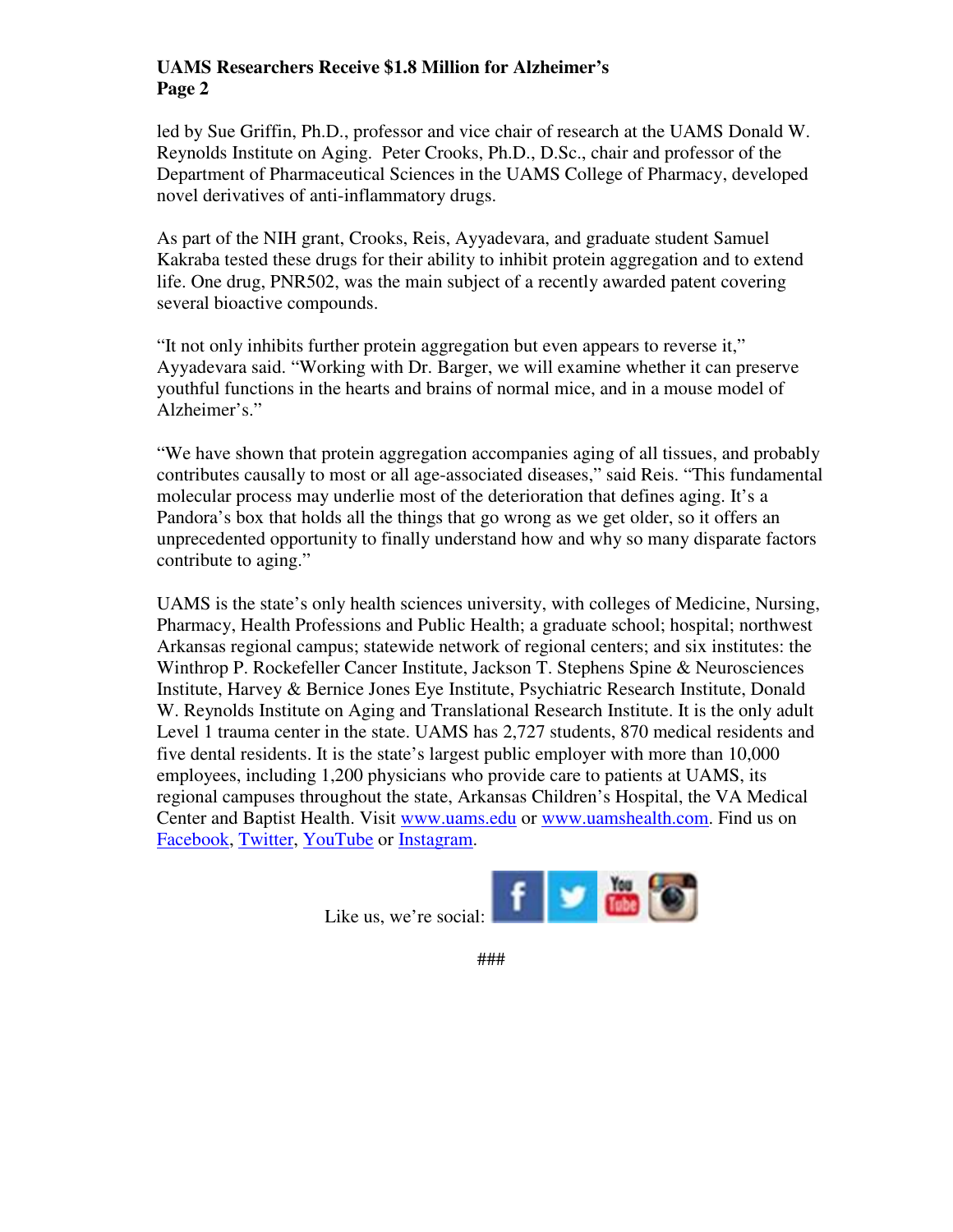led by Sue Griffin, Ph.D., professor and vice chair of research at the UAMS Donald W. Reynolds Institute on Aging. Peter Crooks, Ph.D., D.Sc., chair and professor of the Department of Pharmaceutical Sciences in the UAMS College of Pharmacy, developed novel derivatives of anti-inflammatory drugs.

As part of the NIH grant, Crooks, Reis, Ayyadevara, and graduate student Samuel Kakraba tested these drugs for their ability to inhibit protein aggregation and to extend life. One drug, PNR502, was the main subject of a recently awarded patent covering several bioactive compounds.

"It not only inhibits further protein aggregation but even appears to reverse it," Ayyadevara said. "Working with Dr. Barger, we will examine whether it can preserve youthful functions in the hearts and brains of normal mice, and in a mouse model of Alzheimer's."

"We have shown that protein aggregation accompanies aging of all tissues, and probably contributes causally to most or all age-associated diseases," said Reis. "This fundamental molecular process may underlie most of the deterioration that defines aging. It's a Pandora's box that holds all the things that go wrong as we get older, so it offers an unprecedented opportunity to finally understand how and why so many disparate factors contribute to aging."

UAMS is the state's only health sciences university, with colleges of Medicine, Nursing, Pharmacy, Health Professions and Public Health; a graduate school; hospital; northwest Arkansas regional campus; statewide network of regional centers; and six institutes: the Winthrop P. Rockefeller Cancer Institute, Jackson T. Stephens Spine & Neurosciences Institute, Harvey & Bernice Jones Eye Institute, Psychiatric Research Institute, Donald W. Reynolds Institute on Aging and Translational Research Institute. It is the only adult Level 1 trauma center in the state. UAMS has 2,727 students, 870 medical residents and five dental residents. It is the state's largest public employer with more than 10,000 employees, including 1,200 physicians who provide care to patients at UAMS, its regional campuses throughout the state, Arkansas Children's Hospital, the VA Medical Center and Baptist Health. Visit www.uams.edu or www.uamshealth.com. Find us on Facebook, Twitter, YouTube or Instagram.

Like us, we're social:

###